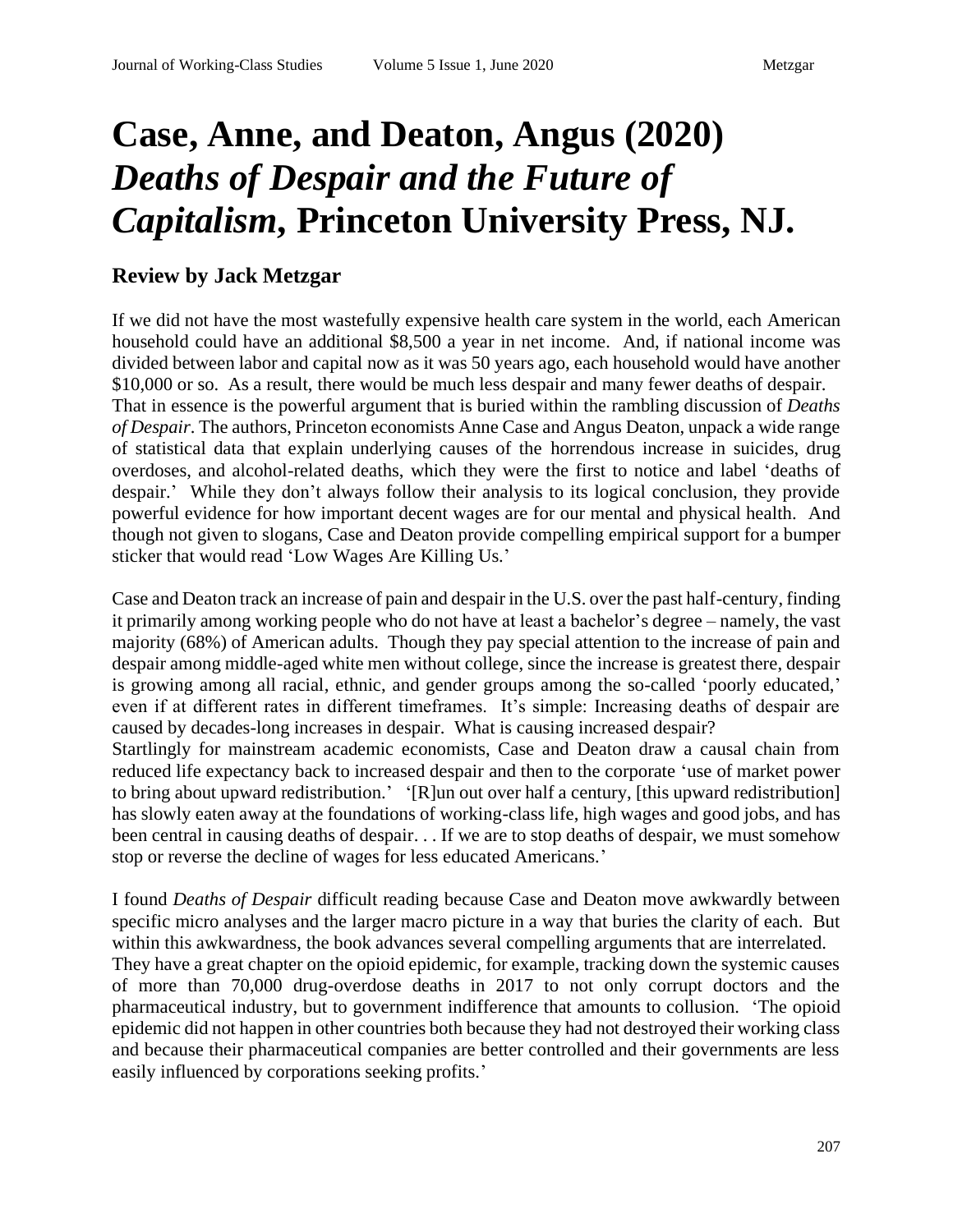# Case, Anne, and Deaton, Angus (2020) *Deaths of Despair and the Future of Capitalism*, Princeton University Press, NJ.

## Review by Jack Metzgar

If we did not have the most wastefully expensive health care system in the world, each American household could have an additional $8,500 a year in net income. And, if national income was divided between labor and capital now as it was 50 years ago, each household would have another $10,000 or so. As a result, there would be much less despair and many fewer deaths of despair. That in essence is the powerful argument that is buried within the rambling discussion of *Deaths of Despair*. The authors, Princeton economists Anne Case and Angus Deaton, unpack a wide range of statistical data that explain underlying causes of the horrendous increase in suicides, drug overdoses, and alcohol-related deaths, which they were the first to notice and label 'deaths of despair.' While they don't always follow their analysis to its logical conclusion, they provide powerful evidence for how important decent wages are for our mental and physical health. And though not given to slogans, Case and Deaton provide compelling empirical support for a bumper sticker that would read 'Low Wages Are Killing Us.'

Case and Deaton track an increase of pain and despair in the U.S. over the past half-century, finding it primarily among working people who do not have at least a bachelor's degree – namely, the vast majority (68%) of American adults. Though they pay special attention to the increase of pain and despair among middle-aged white men without college, since the increase is greatest there, despair is growing among all racial, ethnic, and gender groups among the so-called 'poorly educated,' even if at different rates in different timeframes. It's simple: Increasing deaths of despair are caused by decades-long increases in despair. What is causing increased despair?

Startlingly for mainstream academic economists, Case and Deaton draw a causal chain from reduced life expectancy back to increased despair and then to the corporate 'use of market power to bring about upward redistribution.' '[R]un out over half a century, [this upward redistribution] has slowly eaten away at the foundations of working-class life, high wages and good jobs, and has been central in causing deaths of despair. . . If we are to stop deaths of despair, we must somehow stop or reverse the decline of wages for less educated Americans.'

I found *Deaths of Despair* difficult reading because Case and Deaton move awkwardly between specific micro analyses and the larger macro picture in a way that buries the clarity of each. But within this awkwardness, the book advances several compelling arguments that are interrelated. They have a great chapter on the opioid epidemic, for example, tracking down the systemic causes of more than 70,000 drug-overdose deaths in 2017 to not only corrupt doctors and the pharmaceutical industry, but to government indifference that amounts to collusion. 'The opioid epidemic did not happen in other countries both because they had not destroyed their working class and because their pharmaceutical companies are better controlled and their governments are less easily influenced by corporations seeking profits.'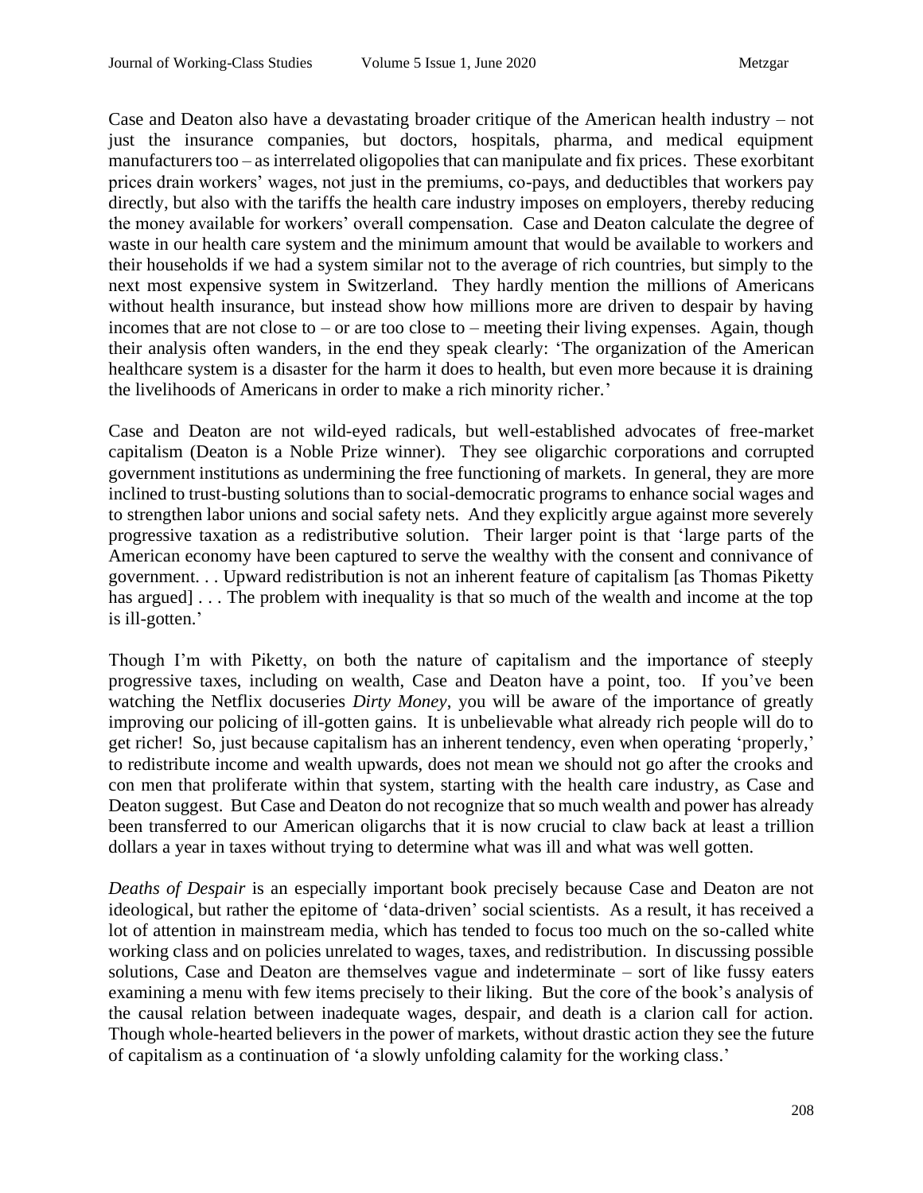Case and Deaton also have a devastating broader critique of the American health industry – not just the insurance companies, but doctors, hospitals, pharma, and medical equipment manufacturers too – as interrelated oligopolies that can manipulate and fix prices. These exorbitant prices drain workers' wages, not just in the premiums, co-pays, and deductibles that workers pay directly, but also with the tariffs the health care industry imposes on employers, thereby reducing the money available for workers' overall compensation. Case and Deaton calculate the degree of waste in our health care system and the minimum amount that would be available to workers and their households if we had a system similar not to the average of rich countries, but simply to the next most expensive system in Switzerland. They hardly mention the millions of Americans without health insurance, but instead show how millions more are driven to despair by having incomes that are not close to – or are too close to – meeting their living expenses. Again, though their analysis often wanders, in the end they speak clearly: 'The organization of the American healthcare system is a disaster for the harm it does to health, but even more because it is draining the livelihoods of Americans in order to make a rich minority richer.'

Case and Deaton are not wild-eyed radicals, but well-established advocates of free-market capitalism (Deaton is a Noble Prize winner). They see oligarchic corporations and corrupted government institutions as undermining the free functioning of markets. In general, they are more inclined to trust-busting solutions than to social-democratic programs to enhance social wages and to strengthen labor unions and social safety nets. And they explicitly argue against more severely progressive taxation as a redistributive solution. Their larger point is that 'large parts of the American economy have been captured to serve the wealthy with the consent and connivance of government. . . Upward redistribution is not an inherent feature of capitalism [as Thomas Piketty has argued] . . . The problem with inequality is that so much of the wealth and income at the top is ill-gotten.'

Though I'm with Piketty, on both the nature of capitalism and the importance of steeply progressive taxes, including on wealth, Case and Deaton have a point, too. If you've been watching the Netflix docuseries *Dirty Money*, you will be aware of the importance of greatly improving our policing of ill-gotten gains. It is unbelievable what already rich people will do to get richer! So, just because capitalism has an inherent tendency, even when operating 'properly,' to redistribute income and wealth upwards, does not mean we should not go after the crooks and con men that proliferate within that system, starting with the health care industry, as Case and Deaton suggest. But Case and Deaton do not recognize that so much wealth and power has already been transferred to our American oligarchs that it is now crucial to claw back at least a trillion dollars a year in taxes without trying to determine what was ill and what was well gotten.

*Deaths of Despair* is an especially important book precisely because Case and Deaton are not ideological, but rather the epitome of 'data-driven' social scientists. As a result, it has received a lot of attention in mainstream media, which has tended to focus too much on the so-called white working class and on policies unrelated to wages, taxes, and redistribution. In discussing possible solutions, Case and Deaton are themselves vague and indeterminate – sort of like fussy eaters examining a menu with few items precisely to their liking. But the core of the book's analysis of the causal relation between inadequate wages, despair, and death is a clarion call for action. Though whole-hearted believers in the power of markets, without drastic action they see the future of capitalism as a continuation of 'a slowly unfolding calamity for the working class.'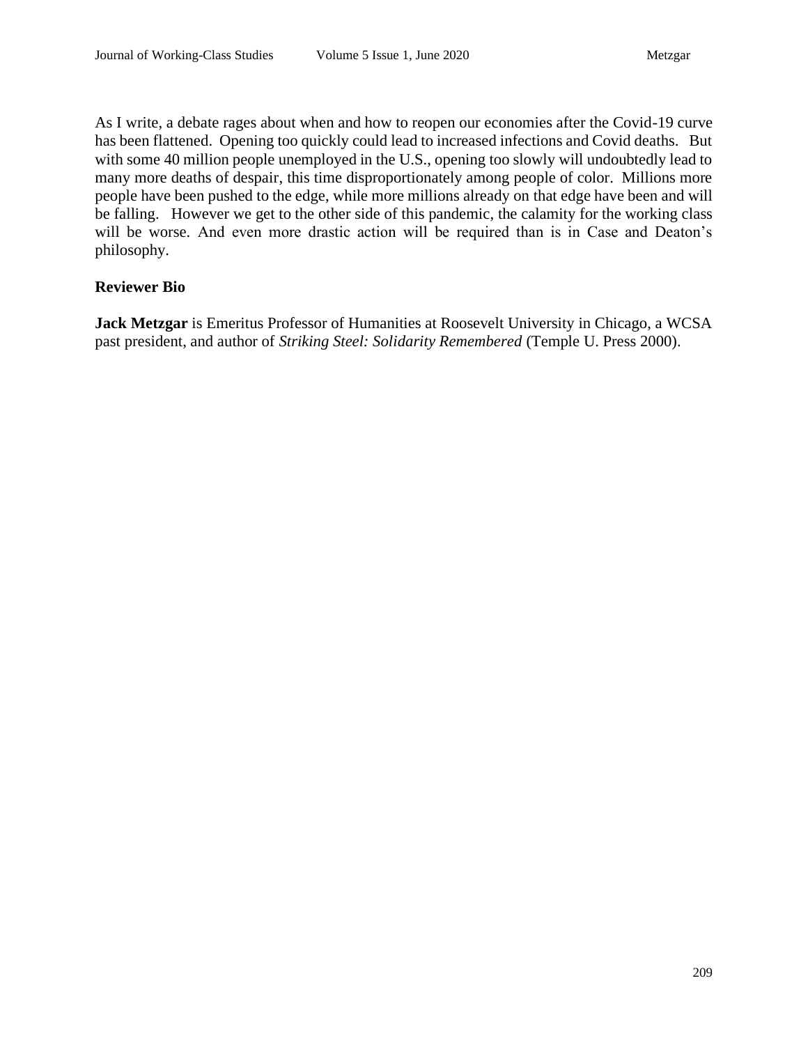As I write, a debate rages about when and how to reopen our economies after the Covid-19 curve has been flattened. Opening too quickly could lead to increased infections and Covid deaths. But with some 40 million people unemployed in the U.S., opening too slowly will undoubtedly lead to many more deaths of despair, this time disproportionately among people of color. Millions more people have been pushed to the edge, while more millions already on that edge have been and will be falling. However we get to the other side of this pandemic, the calamity for the working class will be worse. And even more drastic action will be required than is in Case and Deaton's philosophy.

**Reviewer Bio**

**Jack Metzgar** is Emeritus Professor of Humanities at Roosevelt University in Chicago, a WCSA past president, and author of *Striking Steel: Solidarity Remembered* (Temple U. Press 2000).